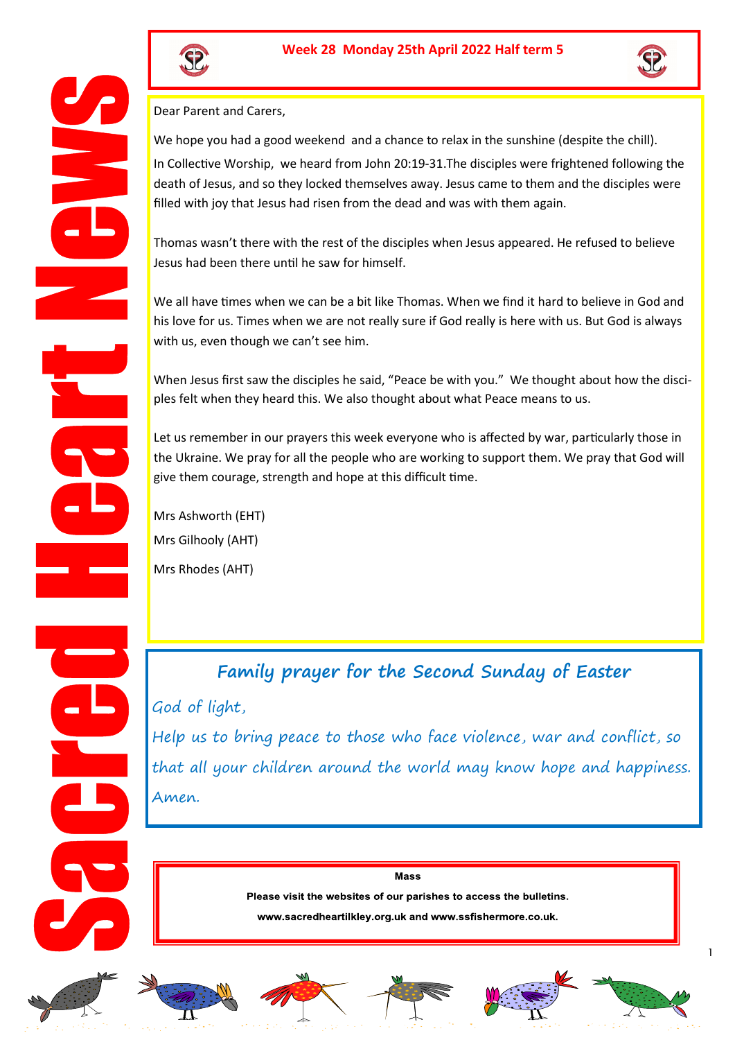# Sacred Heart News

**Week 28 Monday 25th April 2022 Half term 5**

Dear Parent and Carers,

We hope you had a good weekend and a chance to relax in the sunshine (despite the chill).

In Collective Worship, we heard from John 20:19-31.The disciples were frightened following the death of Jesus, and so they locked themselves away. Jesus came to them and the disciples were filled with joy that Jesus had risen from the dead and was with them again.

Thomas wasn't there with the rest of the disciples when Jesus appeared. He refused to believe Jesus had been there until he saw for himself.

We all have times when we can be a bit like Thomas. When we find it hard to believe in God and his love for us. Times when we are not really sure if God really is here with us. But God is always with us, even though we can't see him.

When Jesus first saw the disciples he said, "Peace be with you." We thought about how the disciples felt when they heard this. We also thought about what Peace means to us.

Let us remember in our prayers this week everyone who is affected by war, particularly those in the Ukraine. We pray for all the people who are working to support them. We pray that God will give them courage, strength and hope at this difficult time.

Mrs Ashworth (EHT)

Mrs Gilhooly (AHT)

Mrs Rhodes (AHT)

## Family prayer for the Second Sunday of Easter

*God of light,*

*Help us to bring peace to those who face violence, war and conflict, so that all your children around the world may know hope and happiness.*

*Amen.*

**Mass**

**Please visit the websites of our parishes to access the bulletins.**

**www.sacredheartilkley.org.uk and www.ssfishermore.co.uk.**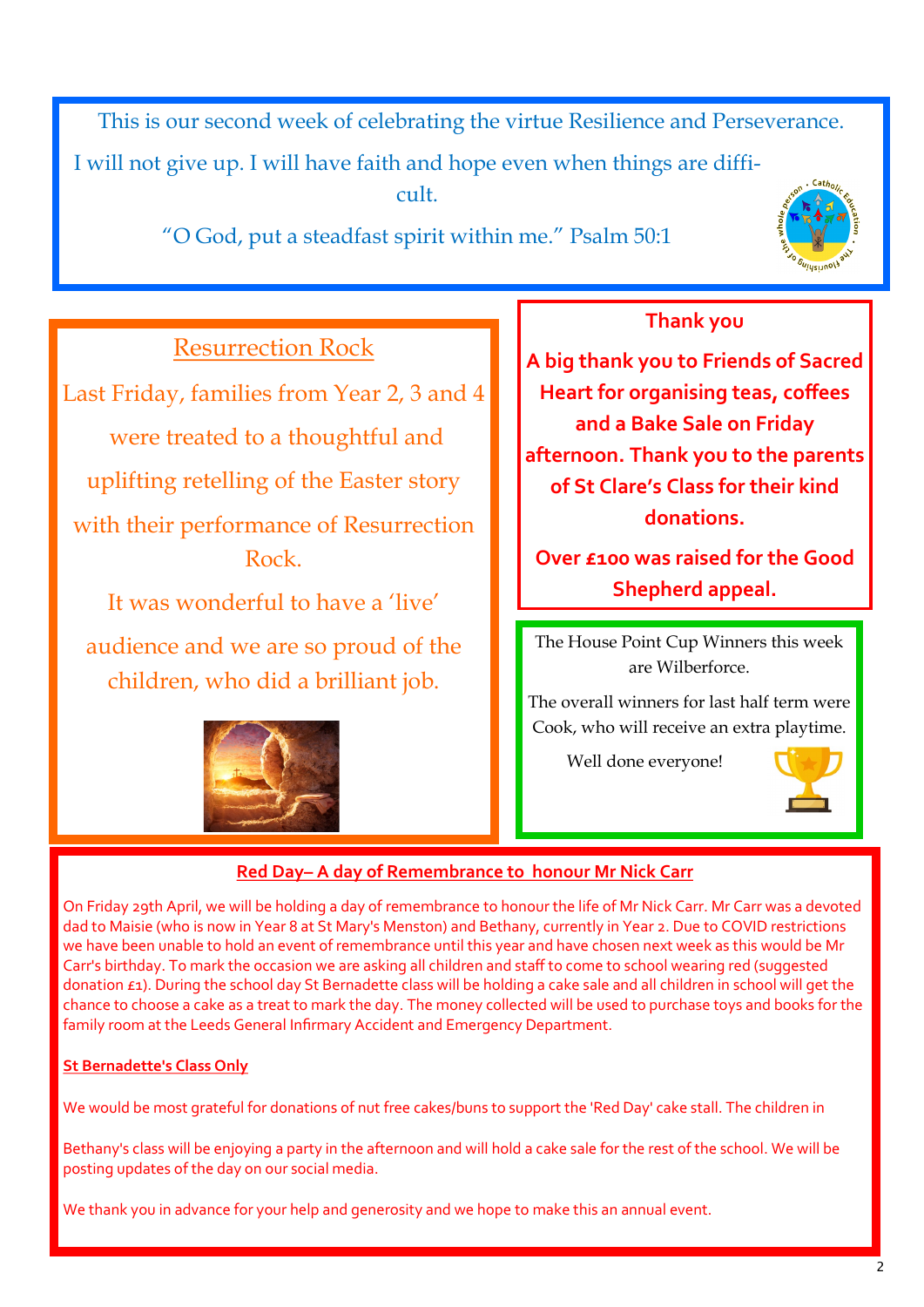This is our second week of celebrating the virtue Resilience and Perseverance.

I will not give up. I will have faith and hope even when things are difficult.

"O God, put a steadfast spirit within me." Psalm 50:1

## Resurrection Rock

Last Friday, families from Year 2, 3 and 4 were treated to a thoughtful and uplifting retelling of the Easter story with their performance of Resurrection Rock.

It was wonderful to have a 'live' audience and we are so proud of the children, who did a brilliant job.

## Thank you

**A big thank you to Friends of Sacred Heart for organising teas, coffees and a Bake Sale on Friday afternoon. Thank you to the parents of St Clare's Class for their kind donations.**

**Over £100 was raised for the Good Shepherd appeal.**

The House Point Cup Winners this week are Wilberforce.

The overall winners for last half term were Cook, who will receive an extra playtime.

Well done everyone!

## Red Day– A day of Remembrance to honour Mr Nick Carr

On Friday 29th April, we will be holding a day of remembrance to honour the life of Mr Nick Carr. Mr Carr was a devoted dad to Maisie (who is now in Year 8 at St Mary's Menston) and Bethany, currently in Year 2. Due to COVID restrictions we have been unable to hold an event of remembrance until this year and have chosen next week as this would be Mr Carr's birthday. To mark the occasion we are asking all children and staff to come to school wearing red (suggested donation £1). During the school day St Bernadette class will be holding a cake sale and all children in school will get the chance to choose a cake as a treat to mark the day. The money collected will be used to purchase toys and books for the family room at the Leeds General Infirmary Accident and Emergency Department.

**St Bernadette's Class Only**

We would be most grateful for donations of nut free cakes/buns to support the 'Red Day' cake stall. The children in

Bethany's class will be enjoying a party in the afternoon and will hold a cake sale for the rest of the school. We will be posting updates of the day on our social media.

We thank you in advance for your help and generosity and we hope to make this an annual event.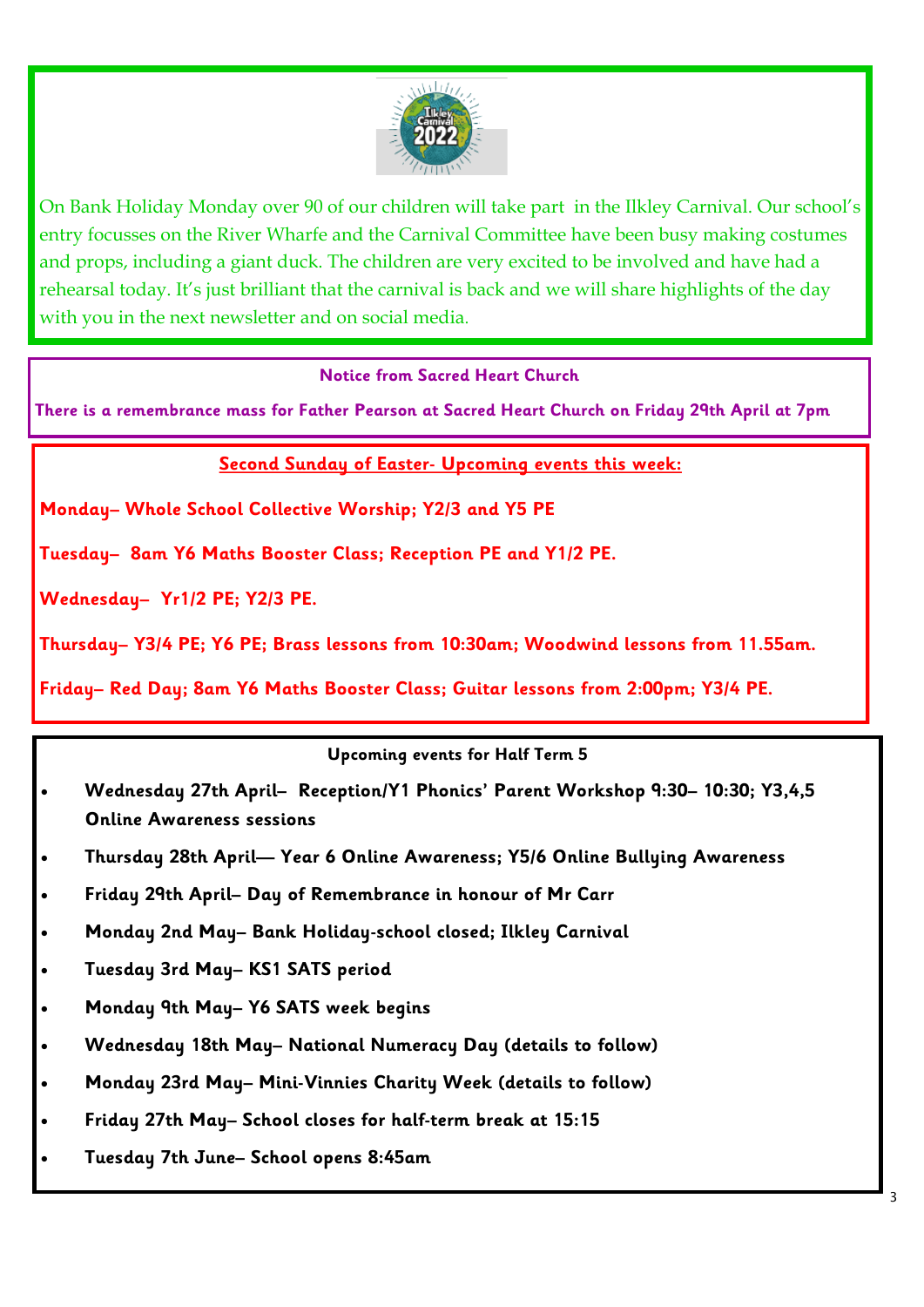On Bank Holiday Monday over 90 of our children will take part in the Ilkley Carnival. Our school's entry focusses on the River Wharfe and the Carnival Committee have been busy making costumes and props, including a giant duck. The children are very excited to be involved and have had a rehearsal today. It's just brilliant that the carnival is back and we will share highlights of the day with you in the next newsletter and on social media.

**Notice from Sacred Heart Church**

**There is a remembrance mass for Father Pearson at Sacred Heart Church on Friday 29th April at 7pm**

**Second Sunday of Easter- Upcoming events this week:**

**Monday– Whole School Collective Worship; Y2/3 and Y5 PE**

**Tuesday– 8am Y6 Maths Booster Class; Reception PE and Y1/2 PE.**

**Wednesday– Yr1/2 PE; Y2/3 PE.**

**Thursday– Y3/4 PE; Y6 PE; Brass lessons from 10:30am; Woodwind lessons from 11.55am.**

**Friday– Red Day; 8am Y6 Maths Booster Class; Guitar lessons from 2:00pm; Y3/4 PE.**

**Upcoming events for Half Term 5**

- **Wednesday 27th April– Reception/Y1 Phonics' Parent Workshop 9:30– 10:30; Y3,4,5 Online Awareness sessions**
- **Thursday 28th April— Year 6 Online Awareness; Y5/6 Online Bullying Awareness**
- **Friday 29th April– Day of Remembrance in honour of Mr Carr**
- **Monday 2nd May– Bank Holiday-school closed; Ilkley Carnival**
- **Tuesday 3rd May– KS1 SATS period**
- **Monday 9th May– Y6 SATS week begins**
- **Wednesday 18th May– National Numeracy Day (details to follow)**
- **Monday 23rd May– Mini-Vinnies Charity Week (details to follow)**
- **Friday 27th May– School closes for half-term break at 15:15**
- **Tuesday 7th June– School opens 8:45am**